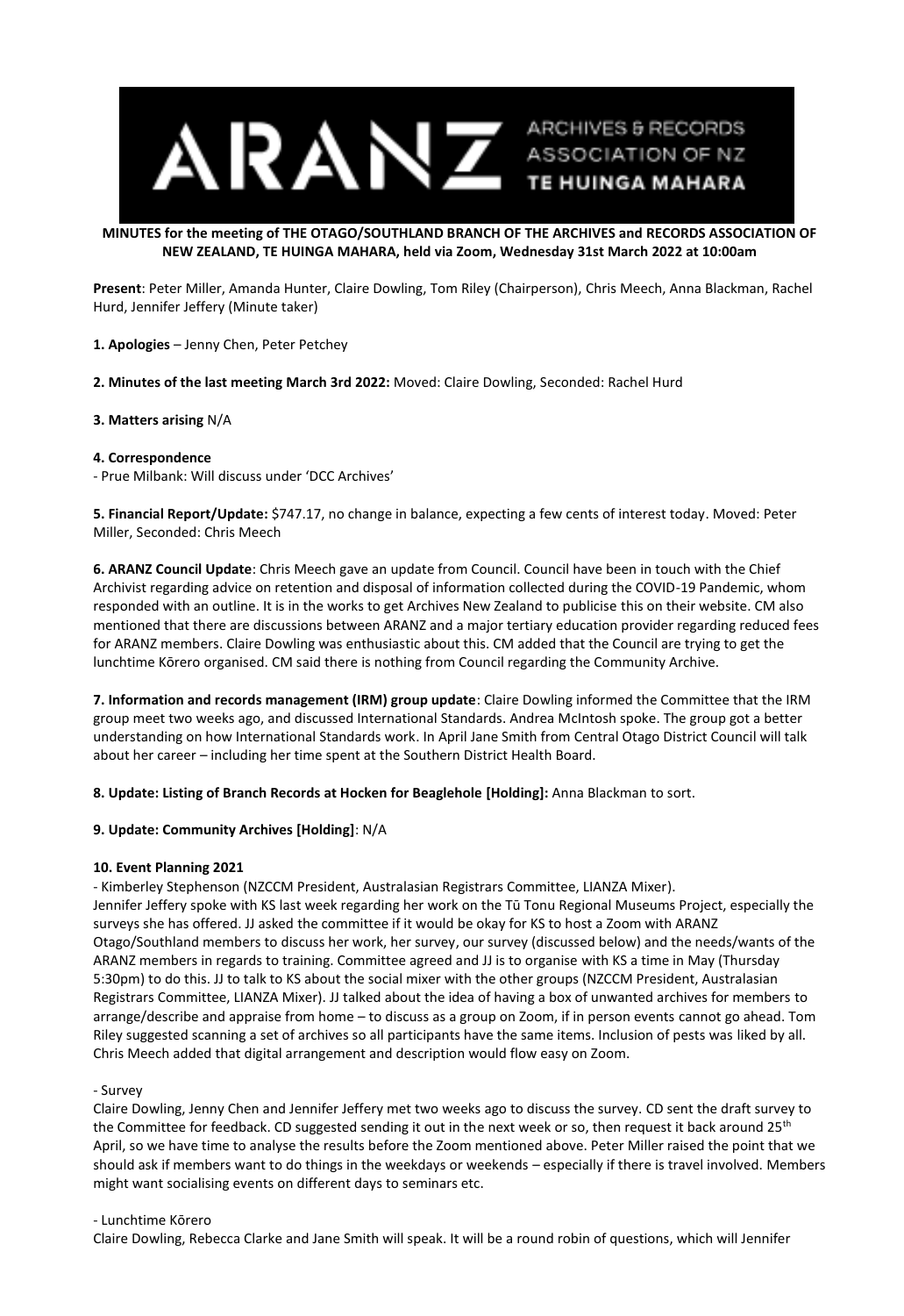**MINUTES for the meeting of THE OTAGO/SOUTHLAND BRANCH OF THE ARCHIVES and RECORDS ASSOCIATION OF NEW ZEALAND, TE HUINGA MAHARA, held via Zoom, Wednesday 31st March 2022 at 10:00am**

**Present**: Peter Miller, Amanda Hunter, Claire Dowling, Tom Riley (Chairperson), Chris Meech, Anna Blackman, Rachel Hurd, Jennifer Jeffery (Minute taker)

**1. Apologies** – Jenny Chen, Peter Petchey

**2. Minutes of the last meeting March 3rd 2022:** Moved: Claire Dowling, Seconded: Rachel Hurd

**3. Matters arising** N/A

**4. Correspondence**

- Prue Milbank: Will discuss under 'DCC Archives'

**5. Financial Report/Update:** $747.17, no change in balance, expecting a few cents of interest today. Moved: Peter Miller, Seconded: Chris Meech

**6. ARANZ Council Update**: Chris Meech gave an update from Council. Council have been in touch with the Chief Archivist regarding advice on retention and disposal of information collected during the COVID-19 Pandemic, whom responded with an outline. It is in the works to get Archives New Zealand to publicise this on their website. CM also mentioned that there are discussions between ARANZ and a major tertiary education provider regarding reduced fees for ARANZ members. Claire Dowling was enthusiastic about this. CM added that the Council are trying to get the lunchtime Kōrero organised. CM said there is nothing from Council regarding the Community Archive.

**7. Information and records management (IRM) group update**: Claire Dowling informed the Committee that the IRM group meet two weeks ago, and discussed International Standards. Andrea McIntosh spoke. The group got a better understanding on how International Standards work. In April Jane Smith from Central Otago District Council will talk about her career – including her time spent at the Southern District Health Board.

**8. Update: Listing of Branch Records at Hocken for Beaglehole [Holding]:** Anna Blackman to sort.

**9. Update: Community Archives [Holding]**: N/A

**10. Event Planning 2021**

- Kimberley Stephenson (NZCCM President, Australasian Registrars Committee, LIANZA Mixer).

Jennifer Jeffery spoke with KS last week regarding her work on the Tū Tonu Regional Museums Project, especially the surveys she has offered. JJ asked the committee if it would be okay for KS to host a Zoom with ARANZ Otago/Southland members to discuss her work, her survey, our survey (discussed below) and the needs/wants of the ARANZ members in regards to training. Committee agreed and JJ is to organise with KS a time in May (Thursday 5:30pm) to do this. JJ to talk to KS about the social mixer with the other groups (NZCCM President, Australasian Registrars Committee, LIANZA Mixer). JJ talked about the idea of having a box of unwanted archives for members to arrange/describe and appraise from home – to discuss as a group on Zoom, if in person events cannot go ahead. Tom Riley suggested scanning a set of archives so all participants have the same items. Inclusion of pests was liked by all. Chris Meech added that digital arrangement and description would flow easy on Zoom.

- Survey

Claire Dowling, Jenny Chen and Jennifer Jeffery met two weeks ago to discuss the survey. CD sent the draft survey to the Committee for feedback. CD suggested sending it out in the next week or so, then request it back around 25th April, so we have time to analyse the results before the Zoom mentioned above. Peter Miller raised the point that we should ask if members want to do things in the weekdays or weekends – especially if there is travel involved. Members might want socialising events on different days to seminars etc.

- Lunchtime Kōrero

Claire Dowling, Rebecca Clarke and Jane Smith will speak. It will be a round robin of questions, which will Jennifer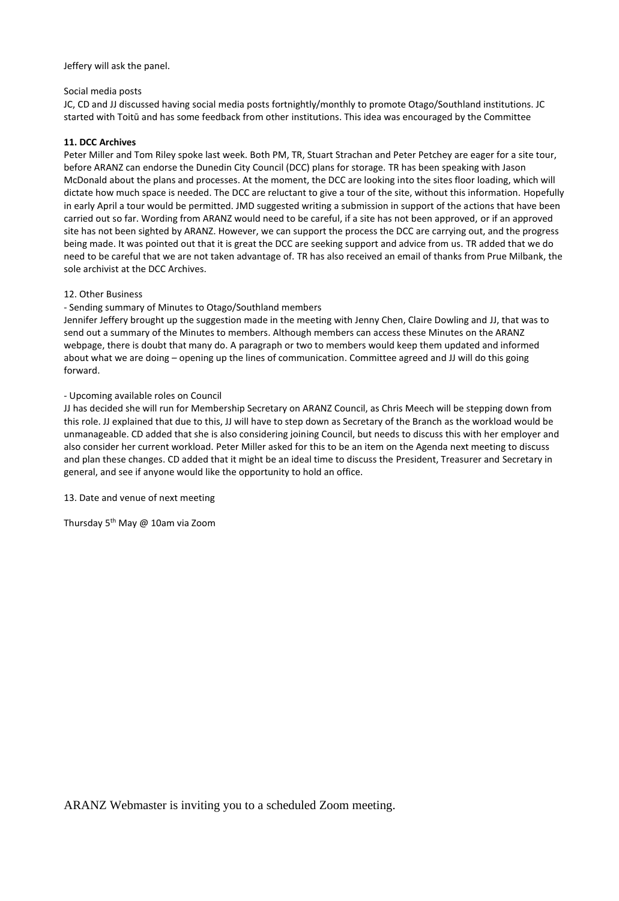Jeffery will ask the panel.

Social media posts

JC, CD and JJ discussed having social media posts fortnightly/monthly to promote Otago/Southland institutions. JC started with Toitū and has some feedback from other institutions. This idea was encouraged by the Committee

**11. DCC Archives**

Peter Miller and Tom Riley spoke last week. Both PM, TR, Stuart Strachan and Peter Petchey are eager for a site tour, before ARANZ can endorse the Dunedin City Council (DCC) plans for storage. TR has been speaking with Jason McDonald about the plans and processes. At the moment, the DCC are looking into the sites floor loading, which will dictate how much space is needed. The DCC are reluctant to give a tour of the site, without this information. Hopefully in early April a tour would be permitted. JMD suggested writing a submission in support of the actions that have been carried out so far. Wording from ARANZ would need to be careful, if a site has not been approved, or if an approved site has not been sighted by ARANZ. However, we can support the process the DCC are carrying out, and the progress being made. It was pointed out that it is great the DCC are seeking support and advice from us. TR added that we do need to be careful that we are not taken advantage of. TR has also received an email of thanks from Prue Milbank, the sole archivist at the DCC Archives.

12. Other Business

- Sending summary of Minutes to Otago/Southland members

Jennifer Jeffery brought up the suggestion made in the meeting with Jenny Chen, Claire Dowling and JJ, that was to send out a summary of the Minutes to members. Although members can access these Minutes on the ARANZ webpage, there is doubt that many do. A paragraph or two to members would keep them updated and informed about what we are doing – opening up the lines of communication. Committee agreed and JJ will do this going forward.

- Upcoming available roles on Council

JJ has decided she will run for Membership Secretary on ARANZ Council, as Chris Meech will be stepping down from this role. JJ explained that due to this, JJ will have to step down as Secretary of the Branch as the workload would be unmanageable. CD added that she is also considering joining Council, but needs to discuss this with her employer and also consider her current workload. Peter Miller asked for this to be an item on the Agenda next meeting to discuss and plan these changes. CD added that it might be an ideal time to discuss the President, Treasurer and Secretary in general, and see if anyone would like the opportunity to hold an office.

13. Date and venue of next meeting

Thursday 5th May @ 10am via Zoom

ARANZ Webmaster is inviting you to a scheduled Zoom meeting.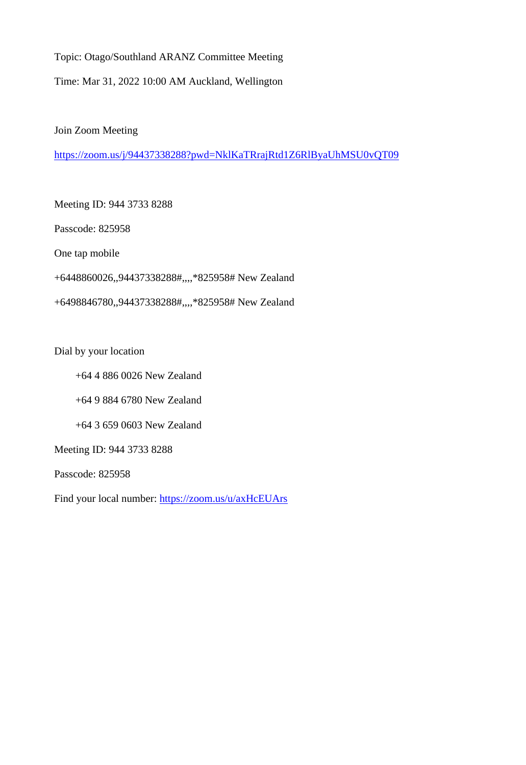Topic: Otago/Southland ARANZ Committee Meeting

Time: Mar 31, 2022 10:00 AM Auckland, Wellington

Join Zoom Meeting

https://zoom.us/j/94437338288?pwd=NklKaTRrajRtd1Z6RlByaUhMSU0vQT09

Meeting ID: 944 3733 8288

Passcode: 825958

One tap mobile

+6448860026,,94437338288#,,,,*825958# New Zealand

+6498846780,,94437338288#,,,,*825958# New Zealand

Dial by your location

+64 4 886 0026 New Zealand

+64 9 884 6780 New Zealand

+64 3 659 0603 New Zealand

Meeting ID: 944 3733 8288

Passcode: 825958

Find your local number: https://zoom.us/u/axHcEUArs